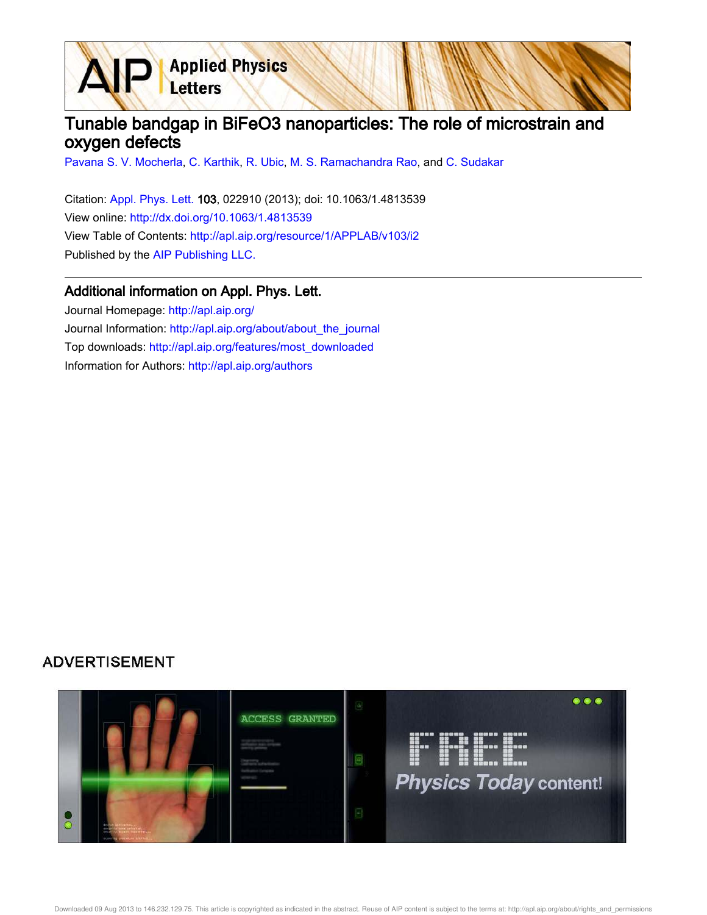# Tunable bandgap in BiFeO3 nanoparticles: The role of microstrain and oxygen defects

Pavana S. V. Mocherla, C. Karthik, R. Ubic, M. S. Ramachandra Rao, and C. Sudakar

Citation: Appl. Phys. Lett. **103**, 022910 (2013); doi: 10.1063/1.4813539

View online: http://dx.doi.org/10.1063/1.4813539

View Table of Contents: http://apl.aip.org/resource/1/APPLAB/v103/i2

Published by the AIP Publishing LLC.

## Additional information on Appl. Phys. Lett.

Journal Homepage: http://apl.aip.org/

Journal Information: http://apl.aip.org/about/about_the_journal

Top downloads: http://apl.aip.org/features/most_downloaded

Information for Authors: http://apl.aip.org/authors

ADVERTISEMENT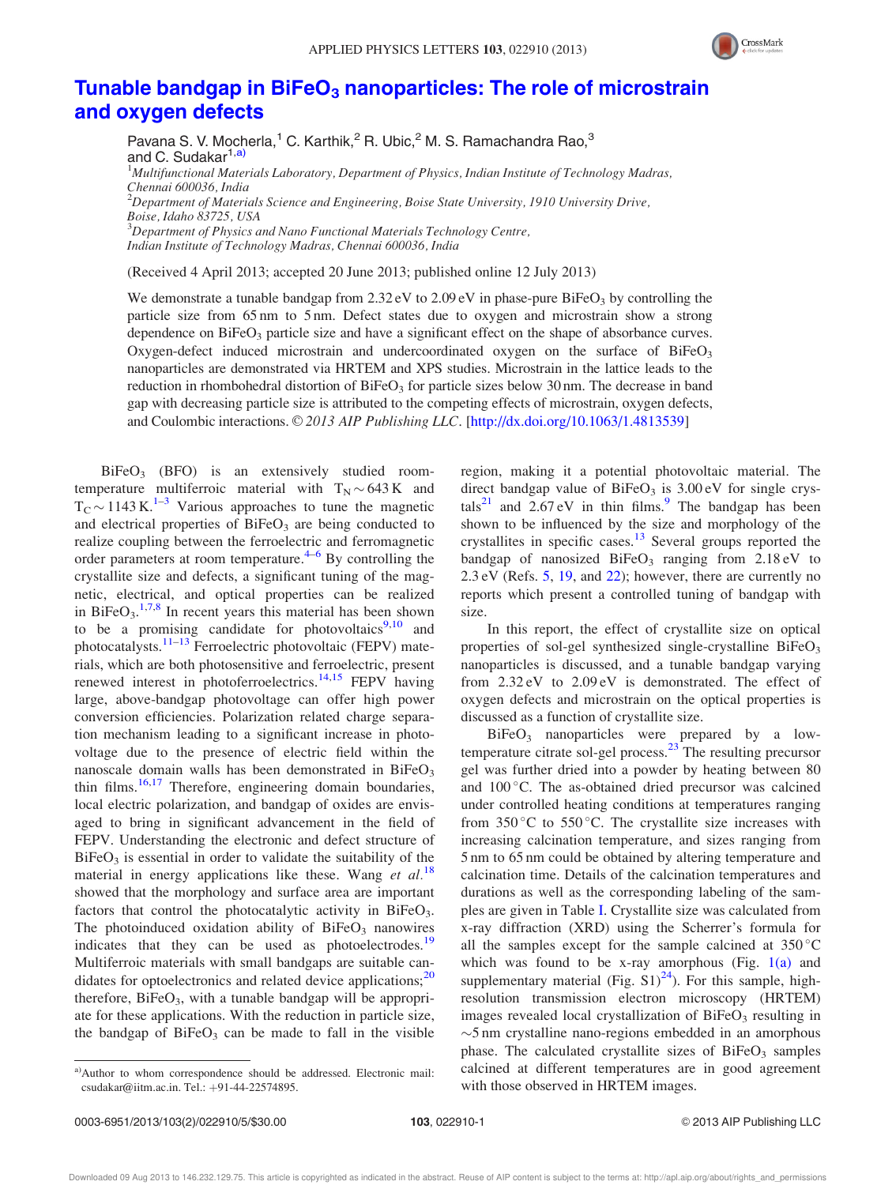# Tunable bandgap in $BiFeO_3$ nanoparticles: The role of microstrain and oxygen defects

Pavana S. V. Mocherla,[1] C. Karthik,[2] R. Ubic,[2] M. S. Ramachandra Rao,[3] and C. Sudakar[1,a)]

[1]*Multifunctional Materials Laboratory, Department of Physics, Indian Institute of Technology Madras, Chennai 600036, India*

[2]*Department of Materials Science and Engineering, Boise State University, 1910 University Drive, Boise, Idaho 83725, USA*

[3]*Department of Physics and Nano Functional Materials Technology Centre, Indian Institute of Technology Madras, Chennai 600036, India*

(Received 4 April 2013; accepted 20 June 2013; published online 12 July 2013)

We demonstrate a tunable bandgap from 2.32 eV to 2.09 eV in phase-pure $BiFeO_3$ by controlling the particle size from 65 nm to 5 nm. Defect states due to oxygen and microstrain show a strong dependence on $BiFeO_3$ particle size and have a significant effect on the shape of absorbance curves. Oxygen-defect induced microstrain and undercoordinated oxygen on the surface of $BiFeO_3$ nanoparticles are demonstrated via HRTEM and XPS studies. Microstrain in the lattice leads to the reduction in rhombohedral distortion of $BiFeO_3$ for particle sizes below 30 nm. The decrease in band gap with decreasing particle size is attributed to the competing effects of microstrain, oxygen defects, and Coulombic interactions. © *2013 AIP Publishing LLC*. [http://dx.doi.org/10.1063/1.4813539]

$BiFeO_3$ (BFO) is an extensively studied room-temperature multiferroic material with $T_N \sim 643$ K and $T_C \sim 1143$ K.[1–3] Various approaches to tune the magnetic and electrical properties of $BiFeO_3$ are being conducted to realize coupling between the ferroelectric and ferromagnetic order parameters at room temperature.[4–6] By controlling the crystallite size and defects, a significant tuning of the magnetic, electrical, and optical properties can be realized in $BiFeO_3$.[1,7,8] In recent years this material has been shown to be a promising candidate for photovoltaics[9,10] and photocatalysts.[11–13] Ferroelectric photovoltaic (FEPV) materials, which are both photosensitive and ferroelectric, present renewed interest in photoferroelectrics.[14,15] FEPV having large, above-bandgap photovoltage can offer high power conversion efficiencies. Polarization related charge separation mechanism leading to a significant increase in photovoltage due to the presence of electric field within the nanoscale domain walls has been demonstrated in $BiFeO_3$ thin films.[16,17] Therefore, engineering domain boundaries, local electric polarization, and bandgap of oxides are envisaged to bring in significant advancement in the field of FEPV. Understanding the electronic and defect structure of $BiFeO_3$ is essential in order to validate the suitability of the material in energy applications like these. Wang *et al.*[18] showed that the morphology and surface area are important factors that control the photocatalytic activity in $BiFeO_3$. The photoinduced oxidation ability of $BiFeO_3$ nanowires indicates that they can be used as photoelectrodes.[19] Multiferroic materials with small bandgaps are suitable candidates for optoelectronics and related device applications;[20] therefore, $BiFeO_3$, with a tunable bandgap will be appropriate for these applications. With the reduction in particle size, the bandgap of $BiFeO_3$ can be made to fall in the visible region, making it a potential photovoltaic material. The direct bandgap value of $BiFeO_3$ is 3.00 eV for single crystals[21] and 2.67 eV in thin films.[9] The bandgap has been shown to be influenced by the size and morphology of the crystallites in specific cases.[13] Several groups reported the bandgap of nanosized $BiFeO_3$ ranging from 2.18 eV to 2.3 eV (Refs. 5, 19, and 22); however, there are currently no reports which present a controlled tuning of bandgap with size.

In this report, the effect of crystallite size on optical properties of sol-gel synthesized single-crystalline $BiFeO_3$ nanoparticles is discussed, and a tunable bandgap varying from 2.32 eV to 2.09 eV is demonstrated. The effect of oxygen defects and microstrain on the optical properties is discussed as a function of crystallite size.

$BiFeO_3$ nanoparticles were prepared by a low-temperature citrate sol-gel process.[23] The resulting precursor gel was further dried into a powder by heating between 80 and 100 °C. The as-obtained dried precursor was calcined under controlled heating conditions at temperatures ranging from 350 °C to 550 °C. The crystallite size increases with increasing calcination temperature, and sizes ranging from 5 nm to 65 nm could be obtained by altering temperature and calcination time. Details of the calcination temperatures and durations as well as the corresponding labeling of the samples are given in Table I. Crystallite size was calculated from x-ray diffraction (XRD) using the Scherrer's formula for all the samples except for the sample calcined at 350 °C which was found to be x-ray amorphous (Fig. 1(a) and supplementary material (Fig. S1)[24]). For this sample, high-resolution transmission electron microscopy (HRTEM) images revealed local crystallization of $BiFeO_3$ resulting in ~5 nm crystalline nano-regions embedded in an amorphous phase. The calculated crystallite sizes of $BiFeO_3$ samples calcined at different temperatures are in good agreement with those observed in HRTEM images.

a)Author to whom correspondence should be addressed. Electronic mail: csudakar@iitm.ac.in. Tel.: +91-44-22574895.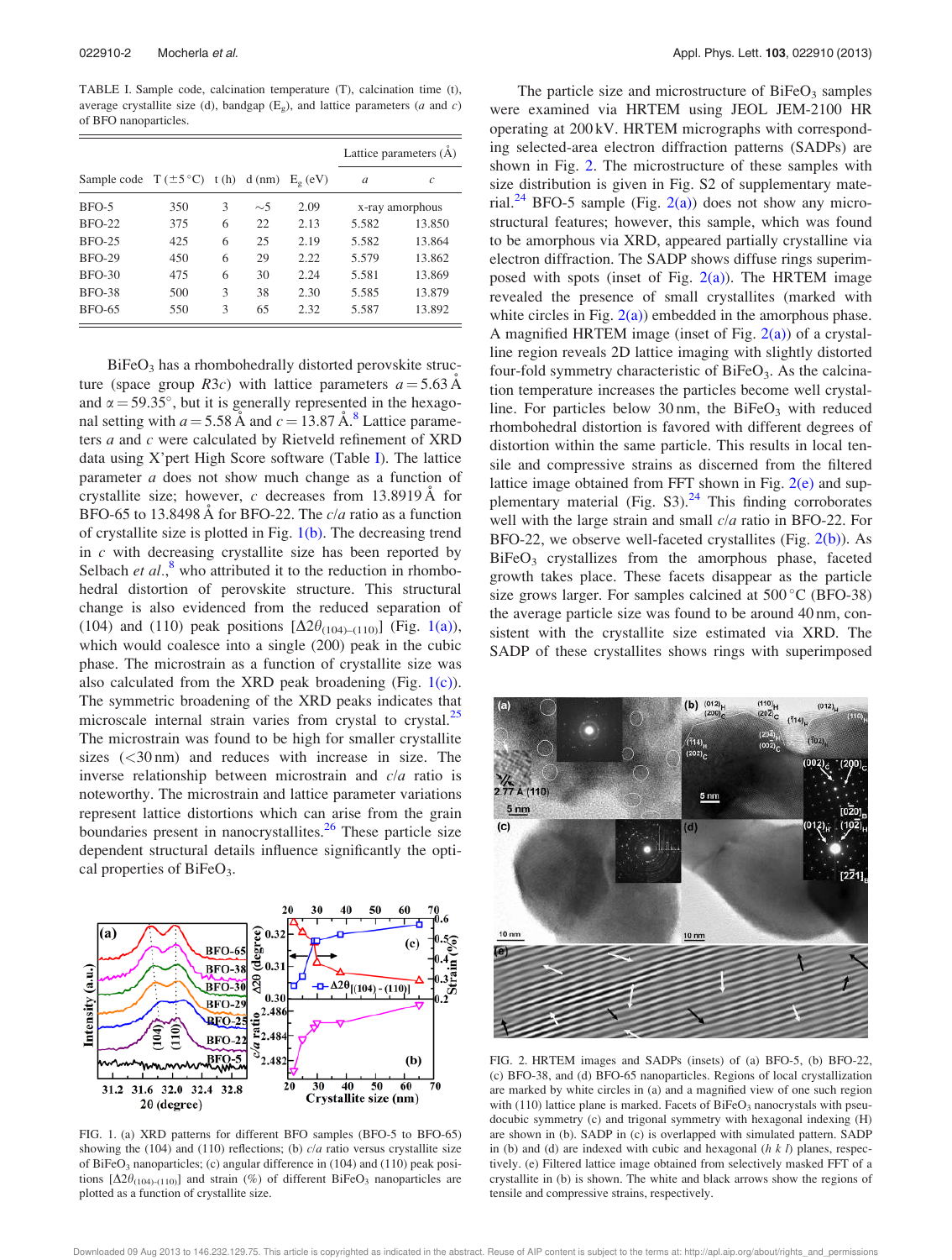TABLE I. Sample code, calcination temperature (T), calcination time (t), average crystallite size (d), bandgap ($E_g$), and lattice parameters ($a$ and $c$) of BFO nanoparticles.

| Sample code | T (±5 °C) | t (h) | d (nm) | $E_g$ (eV) | Lattice parameters (Å) | |
|---|---|---|---|---|---|---|
| | | | | | $a$ | $c$ |
| BFO-5 | 350 | 3 | ∼5 | 2.09 | x-ray amorphous | |
| BFO-22 | 375 | 6 | 22 | 2.13 | 5.582 | 13.850 |
| BFO-25 | 425 | 6 | 25 | 2.19 | 5.582 | 13.864 |
| BFO-29 | 450 | 6 | 29 | 2.22 | 5.579 | 13.862 |
| BFO-30 | 475 | 6 | 30 | 2.24 | 5.581 | 13.869 |
| BFO-38 | 500 | 3 | 38 | 2.30 | 5.585 | 13.879 |
| BFO-65 | 550 | 3 | 65 | 2.32 | 5.587 | 13.892 |

$BiFeO_3$ has a rhombohedrally distorted perovskite structure (space group $R3c$) with lattice parameters $a = 5.63$ Å and $\alpha = 59.35°$, but it is generally represented in the hexagonal setting with $a = 5.58$ Å and $c = 13.87$ Å.[8] Lattice parameters $a$ and $c$ were calculated by Rietveld refinement of XRD data using X'pert High Score software (Table I). The lattice parameter $a$ does not show much change as a function of crystallite size; however, $c$ decreases from 13.8919 Å for BFO-65 to 13.8498 Å for BFO-22. The $c/a$ ratio as a function of crystallite size is plotted in Fig. 1(b). The decreasing trend in $c$ with decreasing crystallite size has been reported by Selbach *et al.*,[8] who attributed it to the reduction in rhombohedral distortion of perovskite structure. This structural change is also evidenced from the reduced separation of (104) and (110) peak positions [$\Delta 2\theta_{(104)-(110)}$] (Fig. 1(a)), which would coalesce into a single (200) peak in the cubic phase. The microstrain as a function of crystallite size was also calculated from the XRD peak broadening (Fig. 1(c)). The symmetric broadening of the XRD peaks indicates that microscale internal strain varies from crystal to crystal.[25] The microstrain was found to be high for smaller crystallite sizes (<30 nm) and reduces with increase in size. The inverse relationship between microstrain and $c/a$ ratio is noteworthy. The microstrain and lattice parameter variations represent lattice distortions which can arise from the grain boundaries present in nanocrystallites.[26] These particle size dependent structural details influence significantly the optical properties of $BiFeO_3$.

FIG. 1. (a) XRD patterns for different BFO samples (BFO-5 to BFO-65) showing the (104) and (110) reflections; (b) $c/a$ ratio versus crystallite size of $BiFeO_3$ nanoparticles; (c) angular difference in (104) and (110) peak positions [$\Delta 2\theta_{(104)-(110)}$] and strain (%) of different $BiFeO_3$ nanoparticles are plotted as a function of crystallite size.

The particle size and microstructure of $BiFeO_3$ samples were examined via HRTEM using JEOL JEM-2100 HR operating at 200 kV. HRTEM micrographs with corresponding selected-area electron diffraction patterns (SADPs) are shown in Fig. 2. The microstructure of these samples with size distribution is given in Fig. S2 of supplementary material.[24] BFO-5 sample (Fig. 2(a)) does not show any microstructural features; however, this sample, which was found to be amorphous via XRD, appeared partially crystalline via electron diffraction. The SADP shows diffuse rings superimposed with spots (inset of Fig. 2(a)). The HRTEM image revealed the presence of small crystallites (marked with white circles in Fig. 2(a)) embedded in the amorphous phase. A magnified HRTEM image (inset of Fig. 2(a)) of a crystalline region reveals 2D lattice imaging with slightly distorted four-fold symmetry characteristic of $BiFeO_3$. As the calcination temperature increases the particles become well crystalline. For particles below 30 nm, the $BiFeO_3$ with reduced rhombohedral distortion is favored with different degrees of distortion within the same particle. This results in local tensile and compressive strains as discerned from the filtered lattice image obtained from FFT shown in Fig. 2(e) and supplementary material (Fig. S3).[24] This finding corroborates well with the large strain and small $c/a$ ratio in BFO-22. For BFO-22, we observe well-faceted crystallites (Fig. 2(b)). As $BiFeO_3$ crystallizes from the amorphous phase, faceted growth takes place. These facets disappear as the particle size grows larger. For samples calcined at 500 °C (BFO-38) the average particle size was found to be around 40 nm, consistent with the crystallite size estimated via XRD. The SADP of these crystallites shows rings with superimposed

FIG. 2. HRTEM images and SADPs (insets) of (a) BFO-5, (b) BFO-22, (c) BFO-38, and (d) BFO-65 nanoparticles. Regions of local crystallization are marked by white circles in (a) and a magnified view of one such region with (110) lattice plane is marked. Facets of $BiFeO_3$ nanocrystals with pseudocubic symmetry (c) and trigonal symmetry with hexagonal indexing (H) are shown in (b). SADP in (c) is overlapped with simulated pattern. SADP in (b) and (d) are indexed with cubic and hexagonal ($h$ $k$ $l$) planes, respectively. (e) Filtered lattice image obtained from selectively masked FFT of a crystallite in (b) is shown. The white and black arrows show the regions of tensile and compressive strains, respectively.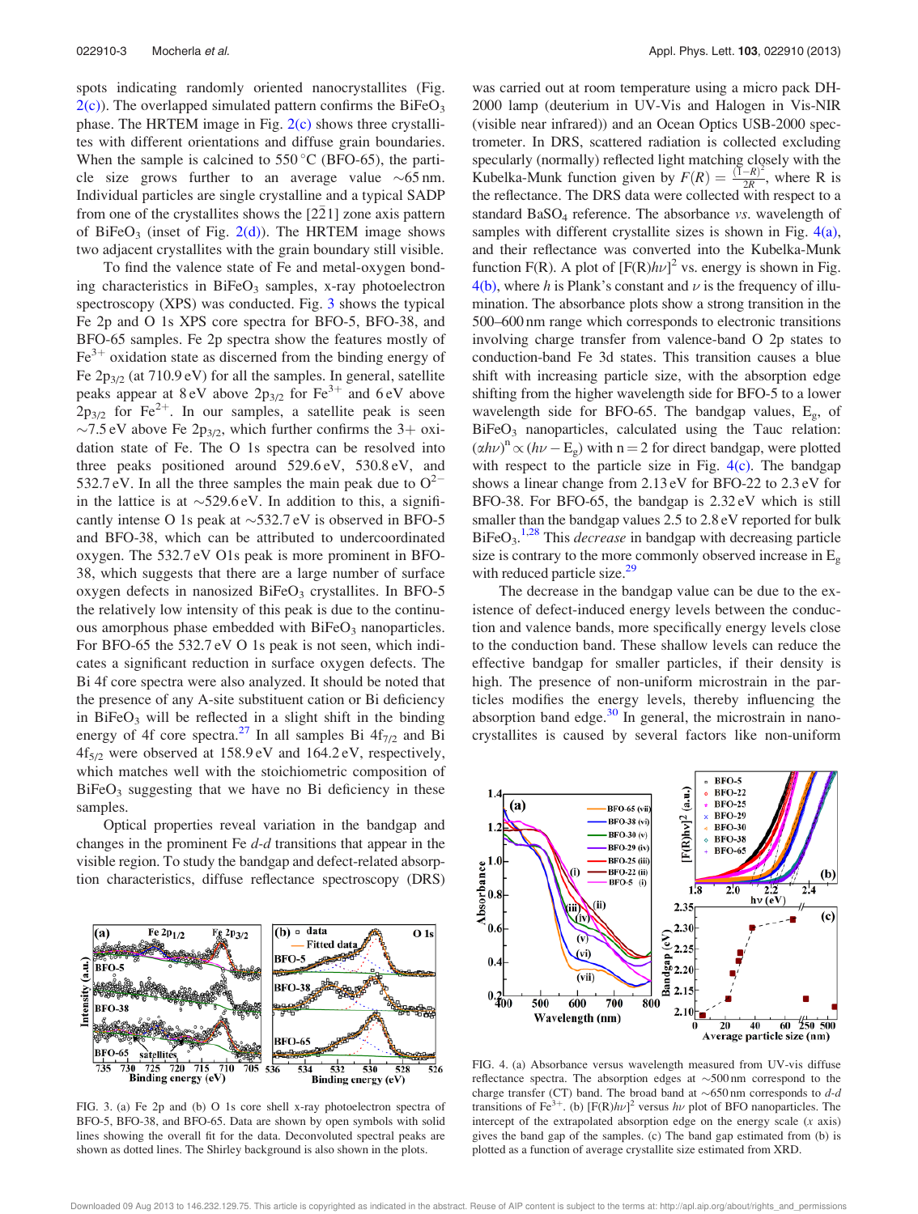spots indicating randomly oriented nanocrystallites (Fig. 2(c)). The overlapped simulated pattern confirms the $BiFeO_3$ phase. The HRTEM image in Fig. 2(c) shows three crystallites with different orientations and diffuse grain boundaries. When the sample is calcined to 550 °C (BFO-65), the particle size grows further to an average value ~65 nm. Individual particles are single crystalline and a typical SADP from one of the crystallites shows the [2$\bar{2}$1] zone axis pattern of $BiFeO_3$ (inset of Fig. 2(d)). The HRTEM image shows two adjacent crystallites with the grain boundary still visible.

To find the valence state of Fe and metal-oxygen bonding characteristics in $BiFeO_3$ samples, x-ray photoelectron spectroscopy (XPS) was conducted. Fig. 3 shows the typical Fe 2p and O 1s XPS core spectra for BFO-5, BFO-38, and BFO-65 samples. Fe 2p spectra show the features mostly of $Fe^{3+}$ oxidation state as discerned from the binding energy of Fe $2p_{3/2}$ (at 710.9 eV) for all the samples. In general, satellite peaks appear at 8 eV above $2p_{3/2}$ for $Fe^{3+}$ and 6 eV above $2p_{3/2}$ for $Fe^{2+}$. In our samples, a satellite peak is seen ~7.5 eV above Fe $2p_{3/2}$, which further confirms the 3+ oxidation state of Fe. The O 1s spectra can be resolved into three peaks positioned around 529.6 eV, 530.8 eV, and 532.7 eV. In all the three samples the main peak due to $O^{2-}$ in the lattice is at ~529.6 eV. In addition to this, a significantly intense O 1s peak at ~532.7 eV is observed in BFO-5 and BFO-38, which can be attributed to undercoordinated oxygen. The 532.7 eV O1s peak is more prominent in BFO-38, which suggests that there are a large number of surface oxygen defects in nanosized $BiFeO_3$ crystallites. In BFO-5 the relatively low intensity of this peak is due to the continuous amorphous phase embedded with $BiFeO_3$ nanoparticles. For BFO-65 the 532.7 eV O 1s peak is not seen, which indicates a significant reduction in surface oxygen defects. The Bi 4f core spectra were also analyzed. It should be noted that the presence of any A-site substituent cation or Bi deficiency in $BiFeO_3$ will be reflected in a slight shift in the binding energy of 4f core spectra.[27] In all samples Bi $4f_{7/2}$ and Bi $4f_{5/2}$ were observed at 158.9 eV and 164.2 eV, respectively, which matches well with the stoichiometric composition of $BiFeO_3$ suggesting that we have no Bi deficiency in these samples.

Optical properties reveal variation in the bandgap and changes in the prominent Fe *d-d* transitions that appear in the visible region. To study the bandgap and defect-related absorption characteristics, diffuse reflectance spectroscopy (DRS) was carried out at room temperature using a micro pack DH-2000 lamp (deuterium in UV-Vis and Halogen in Vis-NIR (visible near infrared)) and an Ocean Optics USB-2000 spectrometer. In DRS, scattered radiation is collected excluding specularly (normally) reflected light matching closely with the Kubelka-Munk function given by $F(R) = \frac{(1-R)^2}{2R}$, where R is the reflectance. The DRS data were collected with respect to a standard $BaSO_4$ reference. The absorbance *vs.* wavelength of samples with different crystallite sizes is shown in Fig. 4(a), and their reflectance was converted into the Kubelka-Munk function F(R). A plot of $[F(R)h\nu]^2$ vs. energy is shown in Fig. 4(b), where *h* is Plank's constant and $\nu$ is the frequency of illumination. The absorbance plots show a strong transition in the 500–600 nm range which corresponds to electronic transitions involving charge transfer from valence-band O 2p states to conduction-band Fe 3d states. This transition causes a blue shift with increasing particle size, with the absorption edge shifting from the higher wavelength side for BFO-5 to a lower wavelength side for BFO-65. The bandgap values, $E_g$, of $BiFeO_3$ nanoparticles, calculated using the Tauc relation: $(\alpha h\nu)^n \propto (h\nu - E_g)$ with n = 2 for direct bandgap, were plotted with respect to the particle size in Fig. 4(c). The bandgap shows a linear change from 2.13 eV for BFO-22 to 2.3 eV for BFO-38. For BFO-65, the bandgap is 2.32 eV which is still smaller than the bandgap values 2.5 to 2.8 eV reported for bulk $BiFeO_3$.[1,28] This *decrease* in bandgap with decreasing particle size is contrary to the more commonly observed increase in $E_g$ with reduced particle size.[29]

The decrease in the bandgap value can be due to the existence of defect-induced energy levels between the conduction and valence bands, more specifically energy levels close to the conduction band. These shallow levels can reduce the effective bandgap for smaller particles, if their density is high. The presence of non-uniform microstrain in the particles modifies the energy levels, thereby influencing the absorption band edge.[30] In general, the microstrain in nanocrystallites is caused by several factors like non-uniform

FIG. 3. (a) Fe 2p and (b) O 1s core shell x-ray photoelectron spectra of BFO-5, BFO-38, and BFO-65. Data are shown by open symbols with solid lines showing the overall fit for the data. Deconvoluted spectral peaks are shown as dotted lines. The Shirley background is also shown in the plots.

FIG. 4. (a) Absorbance versus wavelength measured from UV-vis diffuse reflectance spectra. The absorption edges at ~500 nm correspond to the charge transfer (CT) band. The broad band at ~650 nm corresponds to *d-d* transitions of $Fe^{3+}$. (b) $[F(R)h\nu]^2$ versus $h\nu$ plot of BFO nanoparticles. The intercept of the extrapolated absorption edge on the energy scale (*x* axis) gives the band gap of the samples. (c) The band gap estimated from (b) is plotted as a function of average crystallite size estimated from XRD.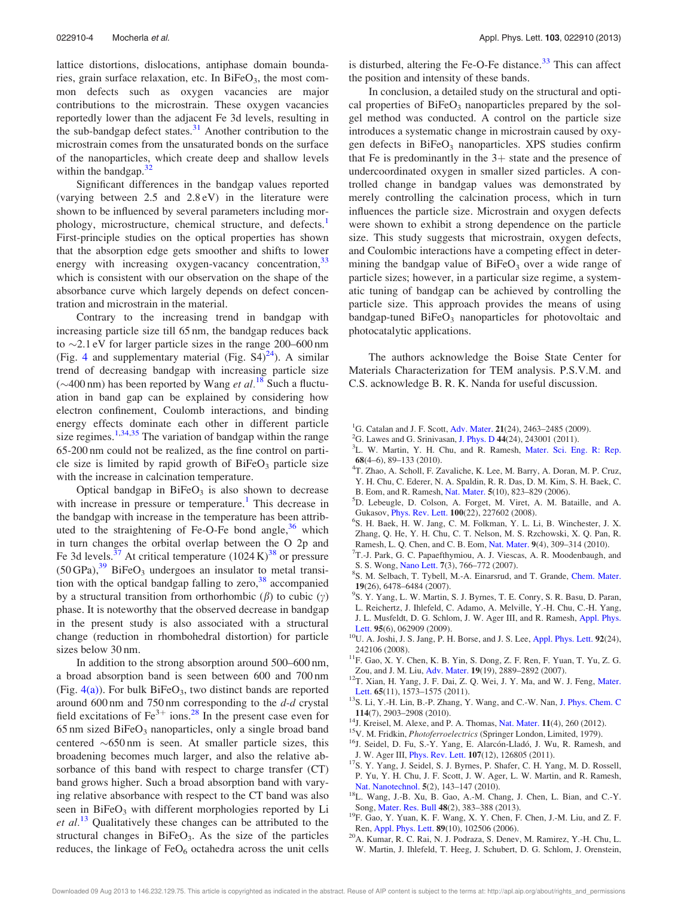lattice distortions, dislocations, antiphase domain boundaries, grain surface relaxation, etc. In $BiFeO_3$, the most common defects such as oxygen vacancies are major contributions to the microstrain. These oxygen vacancies reportedly lower than the adjacent Fe 3d levels, resulting in the sub-bandgap defect states.[31] Another contribution to the microstrain comes from the unsaturated bonds on the surface of the nanoparticles, which create deep and shallow levels within the bandgap.[32]

Significant differences in the bandgap values reported (varying between 2.5 and 2.8 eV) in the literature were shown to be influenced by several parameters including morphology, microstructure, chemical structure, and defects.[1] First-principle studies on the optical properties has shown that the absorption edge gets smoother and shifts to lower energy with increasing oxygen-vacancy concentration,[33] which is consistent with our observation on the shape of the absorbance curve which largely depends on defect concentration and microstrain in the material.

Contrary to the increasing trend in bandgap with increasing particle size till 65 nm, the bandgap reduces back to ∼2.1 eV for larger particle sizes in the range 200–600 nm (Fig. 4 and supplementary material (Fig. S4)[24]). A similar trend of decreasing bandgap with increasing particle size (∼400 nm) has been reported by Wang *et al.*[18] Such a fluctuation in band gap can be explained by considering how electron confinement, Coulomb interactions, and binding energy effects dominate each other in different particle size regimes.[1,34,35] The variation of bandgap within the range 65-200 nm could not be realized, as the fine control on particle size is limited by rapid growth of $BiFeO_3$ particle size with the increase in calcination temperature.

Optical bandgap in $BiFeO_3$ is also shown to decrease with increase in pressure or temperature.[1] This decrease in the bandgap with increase in the temperature has been attributed to the straightening of Fe-O-Fe bond angle,[36] which in turn changes the orbital overlap between the O 2p and Fe 3d levels.[37] At critical temperature (1024 K)[38] or pressure (50 GPa),[39] $BiFeO_3$ undergoes an insulator to metal transition with the optical bandgap falling to zero,[38] accompanied by a structural transition from orthorhombic ($\beta$) to cubic ($\gamma$) phase. It is noteworthy that the observed decrease in bandgap in the present study is also associated with a structural change (reduction in rhombohedral distortion) for particle sizes below 30 nm.

In addition to the strong absorption around 500–600 nm, a broad absorption band is seen between 600 and 700 nm (Fig. 4(a)). For bulk $BiFeO_3$, two distinct bands are reported around 600 nm and 750 nm corresponding to the *d-d* crystal field excitations of $Fe^{3+}$ ions.[28] In the present case even for 65 nm sized $BiFeO_3$ nanoparticles, only a single broad band centered ∼650 nm is seen. At smaller particle sizes, this broadening becomes much larger, and also the relative absorbance of this band with respect to charge transfer (CT) band grows higher. Such a broad absorption band with varying relative absorbance with respect to the CT band was also seen in $BiFeO_3$ with different morphologies reported by Li *et al.*[13] Qualitatively these changes can be attributed to the structural changes in $BiFeO_3$. As the size of the particles reduces, the linkage of $FeO_6$ octahedra across the unit cells is disturbed, altering the Fe-O-Fe distance.[33] This can affect the position and intensity of these bands.

In conclusion, a detailed study on the structural and optical properties of $BiFeO_3$ nanoparticles prepared by the sol-gel method was conducted. A control on the particle size introduces a systematic change in microstrain caused by oxygen defects in $BiFeO_3$ nanoparticles. XPS studies confirm that Fe is predominantly in the 3+ state and the presence of undercoordinated oxygen in smaller sized particles. A controlled change in bandgap values was demonstrated by merely controlling the calcination process, which in turn influences the particle size. Microstrain and oxygen defects were shown to exhibit a strong dependence on the particle size. This study suggests that microstrain, oxygen defects, and Coulombic interactions have a competing effect in determining the bandgap value of $BiFeO_3$ over a wide range of particle sizes; however, in a particular size regime, a systematic tuning of bandgap can be achieved by controlling the particle size. This approach provides the means of using bandgap-tuned $BiFeO_3$ nanoparticles for photovoltaic and photocatalytic applications.

The authors acknowledge the Boise State Center for Materials Characterization for TEM analysis. P.S.V.M. and C.S. acknowledge B. R. K. Nanda for useful discussion.

[1] G. Catalan and J. F. Scott, Adv. Mater. **21**(24), 2463–2485 (2009).
[2] G. Lawes and G. Srinivasan, J. Phys. D **44**(24), 243001 (2011).
[3] L. W. Martin, Y. H. Chu, and R. Ramesh, Mater. Sci. Eng. R: Rep. **68**(4–6), 89–133 (2010).
[4] T. Zhao, A. Scholl, F. Zavaliche, K. Lee, M. Barry, A. Doran, M. P. Cruz, Y. H. Chu, C. Ederer, N. A. Spaldin, R. R. Das, D. M. Kim, S. H. Baek, C. B. Eom, and R. Ramesh, Nat. Mater. **5**(10), 823–829 (2006).
[5] D. Lebeugle, D. Colson, A. Forget, M. Viret, A. M. Bataille, and A. Gukasov, Phys. Rev. Lett. **100**(22), 227602 (2008).
[6] S. H. Baek, H. W. Jang, C. M. Folkman, Y. L. Li, B. Winchester, J. X. Zhang, Q. He, Y. H. Chu, C. T. Nelson, M. S. Rzchowski, X. Q. Pan, R. Ramesh, L. Q. Chen, and C. B. Eom, Nat. Mater. **9**(4), 309–314 (2010).
[7] T.-J. Park, G. C. Papaefthymiou, A. J. Viescas, A. R. Moodenbaugh, and S. S. Wong, Nano Lett. **7**(3), 766–772 (2007).
[8] S. M. Selbach, T. Tybell, M.-A. Einarsrud, and T. Grande, Chem. Mater. **19**(26), 6478–6484 (2007).
[9] S. Y. Yang, L. W. Martin, S. J. Byrnes, T. E. Conry, S. R. Basu, D. Paran, L. Reichertz, J. Ihlefeld, C. Adamo, A. Melville, Y.-H. Chu, C.-H. Yang, J. L. Musfeldt, D. G. Schlom, J. W. Ager III, and R. Ramesh, Appl. Phys. Lett. **95**(6), 062909 (2009).
[10] U. A. Joshi, J. S. Jang, P. H. Borse, and J. S. Lee, Appl. Phys. Lett. **92**(24), 242106 (2008).
[11] F. Gao, X. Y. Chen, K. B. Yin, S. Dong, Z. F. Ren, F. Yuan, T. Yu, Z. G. Zou, and J. M. Liu, Adv. Mater. **19**(19), 2889–2892 (2007).
[12] T. Xian, H. Yang, J. F. Dai, Z. Q. Wei, J. Y. Ma, and W. J. Feng, Mater. Lett. **65**(11), 1573–1575 (2011).
[13] S. Li, Y.-H. Lin, B.-P. Zhang, Y. Wang, and C.-W. Nan, J. Phys. Chem. C **114**(7), 2903–2908 (2010).
[14] J. Kreisel, M. Alexe, and P. A. Thomas, Nat. Mater. **11**(4), 260 (2012).
[15] V. M. Fridkin, *Photoferroelectrics* (Springer London, Limited, 1979).
[16] J. Seidel, D. Fu, S.-Y. Yang, E. Alarcón-Lladó, J. Wu, R. Ramesh, and J. W. Ager III, Phys. Rev. Lett. **107**(12), 126805 (2011).
[17] S. Y. Yang, J. Seidel, S. J. Byrnes, P. Shafer, C. H. Yang, M. D. Rossell, P. Yu, Y. H. Chu, J. F. Scott, J. W. Ager, L. W. Martin, and R. Ramesh, Nat. Nanotechnol. **5**(2), 143–147 (2010).
[18] L. Wang, J.-B. Xu, B. Gao, A.-M. Chang, J. Chen, L. Bian, and C.-Y. Song, Mater. Res. Bull **48**(2), 383–388 (2013).
[19] F. Gao, Y. Yuan, K. F. Wang, X. Y. Chen, F. Chen, J.-M. Liu, and Z. F. Ren, Appl. Phys. Lett. **89**(10), 102506 (2006).
[20] A. Kumar, R. C. Rai, N. J. Podraza, S. Denev, M. Ramirez, Y.-H. Chu, L. W. Martin, J. Ihlefeld, T. Heeg, J. Schubert, D. G. Schlom, J. Orenstein,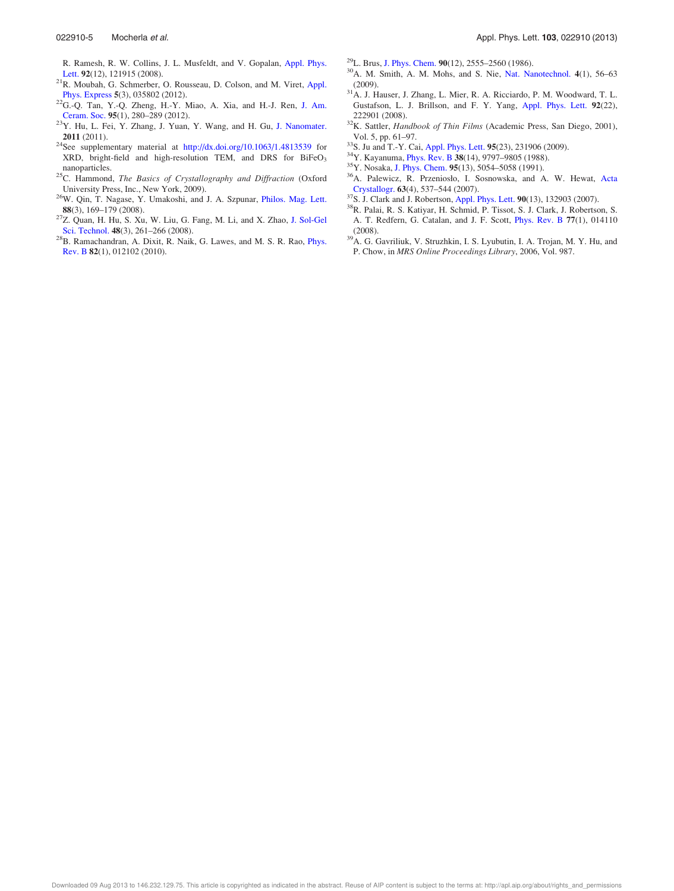R. Ramesh, R. W. Collins, J. L. Musfeldt, and V. Gopalan, Appl. Phys. Lett. **92**(12), 121915 (2008).

[21]R. Moubah, G. Schmerber, O. Rousseau, D. Colson, and M. Viret, Appl. Phys. Express **5**(3), 035802 (2012).

[22]G.-Q. Tan, Y.-Q. Zheng, H.-Y. Miao, A. Xia, and H.-J. Ren, J. Am. Ceram. Soc. **95**(1), 280–289 (2012).

[23]Y. Hu, L. Fei, Y. Zhang, J. Yuan, Y. Wang, and H. Gu, J. Nanomater. **2011** (2011).

[24]See supplementary material at http://dx.doi.org/10.1063/1.4813539 for XRD, bright-field and high-resolution TEM, and DRS for $BiFeO_3$ nanoparticles.

[25]C. Hammond, *The Basics of Crystallography and Diffraction* (Oxford University Press, Inc., New York, 2009).

[26]W. Qin, T. Nagase, Y. Umakoshi, and J. A. Szpunar, Philos. Mag. Lett. **88**(3), 169–179 (2008).

[27]Z. Quan, H. Hu, S. Xu, W. Liu, G. Fang, M. Li, and X. Zhao, J. Sol-Gel Sci. Technol. **48**(3), 261–266 (2008).

[28]B. Ramachandran, A. Dixit, R. Naik, G. Lawes, and M. S. R. Rao, Phys. Rev. B **82**(1), 012102 (2010).

[29]L. Brus, J. Phys. Chem. **90**(12), 2555–2560 (1986).

[30]A. M. Smith, A. M. Mohs, and S. Nie, Nat. Nanotechnol. **4**(1), 56–63 (2009).

[31]A. J. Hauser, J. Zhang, L. Mier, R. A. Ricciardo, P. M. Woodward, T. L. Gustafson, L. J. Brillson, and F. Y. Yang, Appl. Phys. Lett. **92**(22), 222901 (2008).

[32]K. Sattler, *Handbook of Thin Films* (Academic Press, San Diego, 2001), Vol. 5, pp. 61–97.

[33]S. Ju and T.-Y. Cai, Appl. Phys. Lett. **95**(23), 231906 (2009).

[34]Y. Kayanuma, Phys. Rev. B **38**(14), 9797–9805 (1988).

[35]Y. Nosaka, J. Phys. Chem. **95**(13), 5054–5058 (1991).

[36]A. Palewicz, R. Przeniosło, I. Sosnowska, and A. W. Hewat, Acta Crystallogr. **63**(4), 537–544 (2007).

[37]S. J. Clark and J. Robertson, Appl. Phys. Lett. **90**(13), 132903 (2007).

[38]R. Palai, R. S. Katiyar, H. Schmid, P. Tissot, S. J. Clark, J. Robertson, S. A. T. Redfern, G. Catalan, and J. F. Scott, Phys. Rev. B **77**(1), 014110 (2008).

[39]A. G. Gavriliuk, V. Struzhkin, I. S. Lyubutin, I. A. Trojan, M. Y. Hu, and P. Chow, in *MRS Online Proceedings Library*, 2006, Vol. 987.